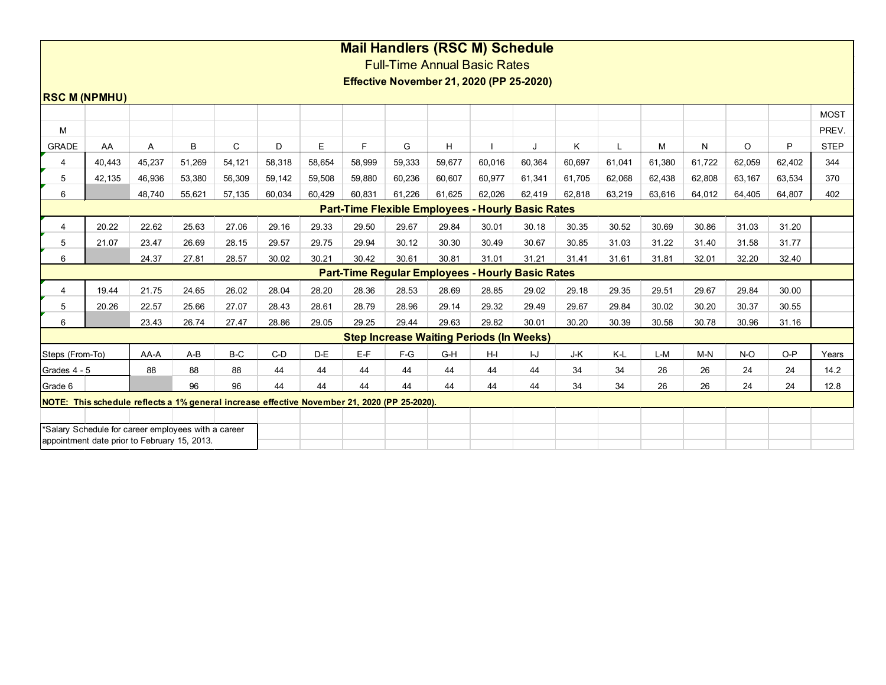# Mail Handlers (RSC M) Schedule

## Full-Time Annual Basic Rates

**Effective November 21, 2020 (PP 25-2020)**

**RSC M (NPMHU)**

| M GRADE | AA | A | B | C | D | E | F | G | H | I | J | K | L | M | N | O | P | MOST PREV. STEP |
|---|---|---|---|---|---|---|---|---|---|---|---|---|---|---|---|---|---|---|
| 4 | 40,443 | 45,237 | 51,269 | 54,121 | 58,318 | 58,654 | 58,999 | 59,333 | 59,677 | 60,016 | 60,364 | 60,697 | 61,041 | 61,380 | 61,722 | 62,059 | 62,402 | 344 |
| 5 | 42,135 | 46,936 | 53,380 | 56,309 | 59,142 | 59,508 | 59,880 | 60,236 | 60,607 | 60,977 | 61,341 | 61,705 | 62,068 | 62,438 | 62,808 | 63,167 | 63,534 | 370 |
| 6 | | 48,740 | 55,621 | 57,135 | 60,034 | 60,429 | 60,831 | 61,226 | 61,625 | 62,026 | 62,419 | 62,818 | 63,219 | 63,616 | 64,012 | 64,405 | 64,807 | 402 |
| **Part-Time Flexible Employees - Hourly Basic Rates** | | | | | | | | | | | | | | | | | | |
| 4 | 20.22 | 22.62 | 25.63 | 27.06 | 29.16 | 29.33 | 29.50 | 29.67 | 29.84 | 30.01 | 30.18 | 30.35 | 30.52 | 30.69 | 30.86 | 31.03 | 31.20 | |
| 5 | 21.07 | 23.47 | 26.69 | 28.15 | 29.57 | 29.75 | 29.94 | 30.12 | 30.30 | 30.49 | 30.67 | 30.85 | 31.03 | 31.22 | 31.40 | 31.58 | 31.77 | |
| 6 | | 24.37 | 27.81 | 28.57 | 30.02 | 30.21 | 30.42 | 30.61 | 30.81 | 31.01 | 31.21 | 31.41 | 31.61 | 31.81 | 32.01 | 32.20 | 32.40 | |
| **Part-Time Regular Employees - Hourly Basic Rates** | | | | | | | | | | | | | | | | | | |
| 4 | 19.44 | 21.75 | 24.65 | 26.02 | 28.04 | 28.20 | 28.36 | 28.53 | 28.69 | 28.85 | 29.02 | 29.18 | 29.35 | 29.51 | 29.67 | 29.84 | 30.00 | |
| 5 | 20.26 | 22.57 | 25.66 | 27.07 | 28.43 | 28.61 | 28.79 | 28.96 | 29.14 | 29.32 | 29.49 | 29.67 | 29.84 | 30.02 | 30.20 | 30.37 | 30.55 | |
| 6 | | 23.43 | 26.74 | 27.47 | 28.86 | 29.05 | 29.25 | 29.44 | 29.63 | 29.82 | 30.01 | 30.20 | 30.39 | 30.58 | 30.78 | 30.96 | 31.16 | |

**Step Increase Waiting Periods (In Weeks)**

| Steps (From-To) | AA-A | A-B | B-C | C-D | D-E | E-F | F-G | G-H | H-I | I-J | J-K | K-L | L-M | M-N | N-O | O-P | Years |
|---|---|---|---|---|---|---|---|---|---|---|---|---|---|---|---|---|---|
| Grades 4 - 5 | 88 | 88 | 88 | 44 | 44 | 44 | 44 | 44 | 44 | 44 | 34 | 34 | 26 | 26 | 24 | 24 | 14.2 |
| Grade 6 | | 96 | 96 | 44 | 44 | 44 | 44 | 44 | 44 | 44 | 34 | 34 | 26 | 26 | 24 | 24 | 12.8 |

**NOTE: This schedule reflects a 1% general increase effective November 21, 2020 (PP 25-2020).**

*Salary Schedule for career employees with a career appointment date prior to February 15, 2013.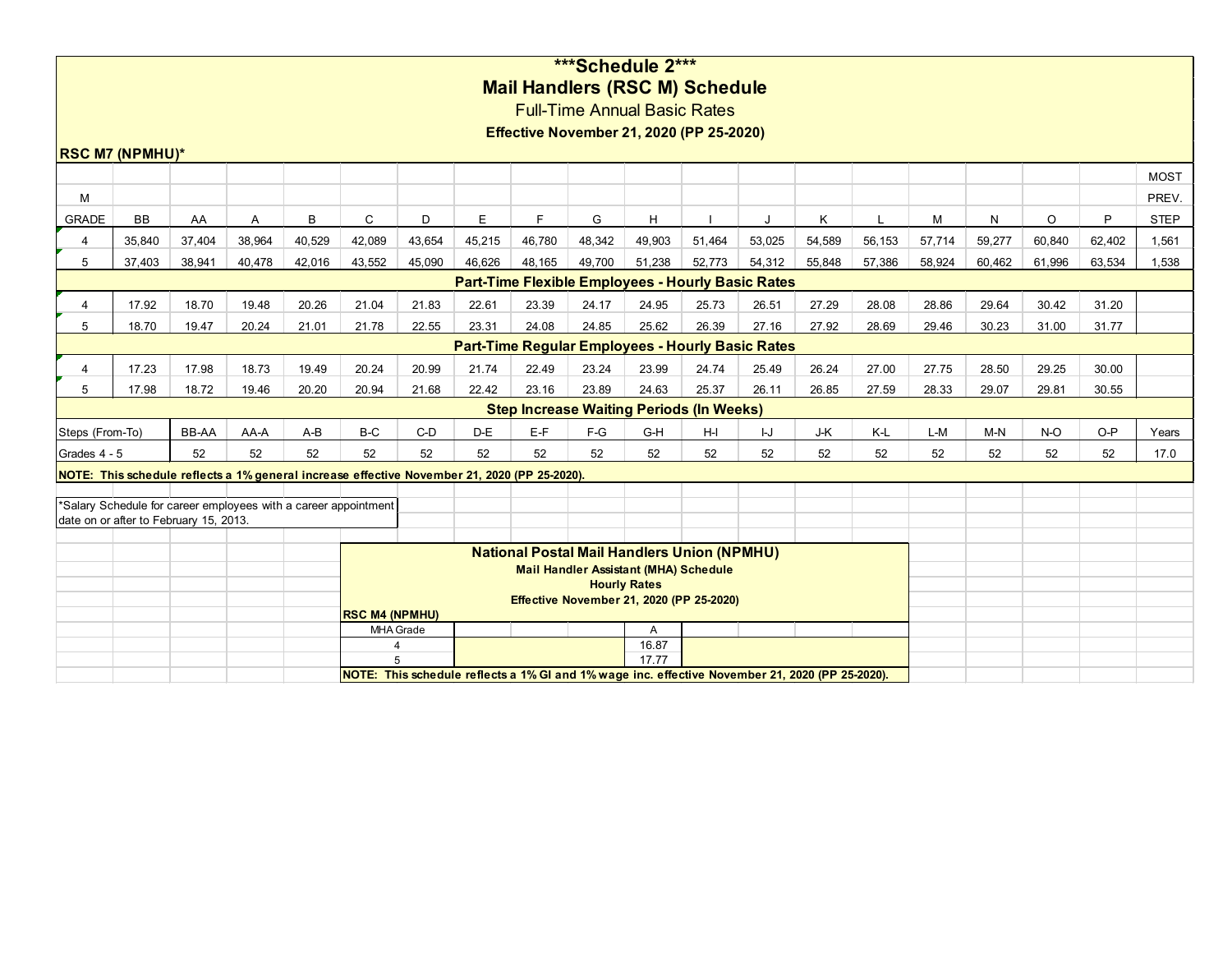# ***Schedule 2***

## Mail Handlers (RSC M) Schedule

Full-Time Annual Basic Rates

**Effective November 21, 2020 (PP 25-2020)**

**RSC M7 (NPMHU)***

| M GRADE | BB | AA | A | B | C | D | E | F | G | H | I | J | K | L | M | N | O | P | MOST PREV. STEP |
|---|---|---|---|---|---|---|---|---|---|---|---|---|---|---|---|---|---|---|---|
| 4 | 35,840 | 37,404 | 38,964 | 40,529 | 42,089 | 43,654 | 45,215 | 46,780 | 48,342 | 49,903 | 51,464 | 53,025 | 54,589 | 56,153 | 57,714 | 59,277 | 60,840 | 62,402 | 1,561 |
| 5 | 37,403 | 38,941 | 40,478 | 42,016 | 43,552 | 45,090 | 46,626 | 48,165 | 49,700 | 51,238 | 52,773 | 54,312 | 55,848 | 57,386 | 58,924 | 60,462 | 61,996 | 63,534 | 1,538 |
| **Part-Time Flexible Employees - Hourly Basic Rates** | | | | | | | | | | | | | | | | | | | |
| 4 | 17.92 | 18.70 | 19.48 | 20.26 | 21.04 | 21.83 | 22.61 | 23.39 | 24.17 | 24.95 | 25.73 | 26.51 | 27.29 | 28.08 | 28.86 | 29.64 | 30.42 | 31.20 | |
| 5 | 18.70 | 19.47 | 20.24 | 21.01 | 21.78 | 22.55 | 23.31 | 24.08 | 24.85 | 25.62 | 26.39 | 27.16 | 27.92 | 28.69 | 29.46 | 30.23 | 31.00 | 31.77 | |
| **Part-Time Regular Employees - Hourly Basic Rates** | | | | | | | | | | | | | | | | | | | |
| 4 | 17.23 | 17.98 | 18.73 | 19.49 | 20.24 | 20.99 | 21.74 | 22.49 | 23.24 | 23.99 | 24.74 | 25.49 | 26.24 | 27.00 | 27.75 | 28.50 | 29.25 | 30.00 | |
| 5 | 17.98 | 18.72 | 19.46 | 20.20 | 20.94 | 21.68 | 22.42 | 23.16 | 23.89 | 24.63 | 25.37 | 26.11 | 26.85 | 27.59 | 28.33 | 29.07 | 29.81 | 30.55 | |

**Step Increase Waiting Periods (In Weeks)**

| Steps (From-To) | BB-AA | AA-A | A-B | B-C | C-D | D-E | E-F | F-G | G-H | H-I | I-J | J-K | K-L | L-M | M-N | N-O | O-P | Years |
|---|---|---|---|---|---|---|---|---|---|---|---|---|---|---|---|---|---|---|
| Grades 4 - 5 | 52 | 52 | 52 | 52 | 52 | 52 | 52 | 52 | 52 | 52 | 52 | 52 | 52 | 52 | 52 | 52 | 52 | 17.0 |

**NOTE: This schedule reflects a 1% general increase effective November 21, 2020 (PP 25-2020).**

*Salary Schedule for career employees with a career appointment date on or after to February 15, 2013.

### National Postal Mail Handlers Union (NPMHU)

**Mail Handler Assistant (MHA) Schedule**

**Hourly Rates**

**Effective November 21, 2020 (PP 25-2020)**

**RSC M4 (NPMHU)**

| MHA Grade | A |
|---|---|
| 4 | 16.87 |
| 5 | 17.77 |

**NOTE: This schedule reflects a 1% GI and 1% wage inc. effective November 21, 2020 (PP 25-2020).**